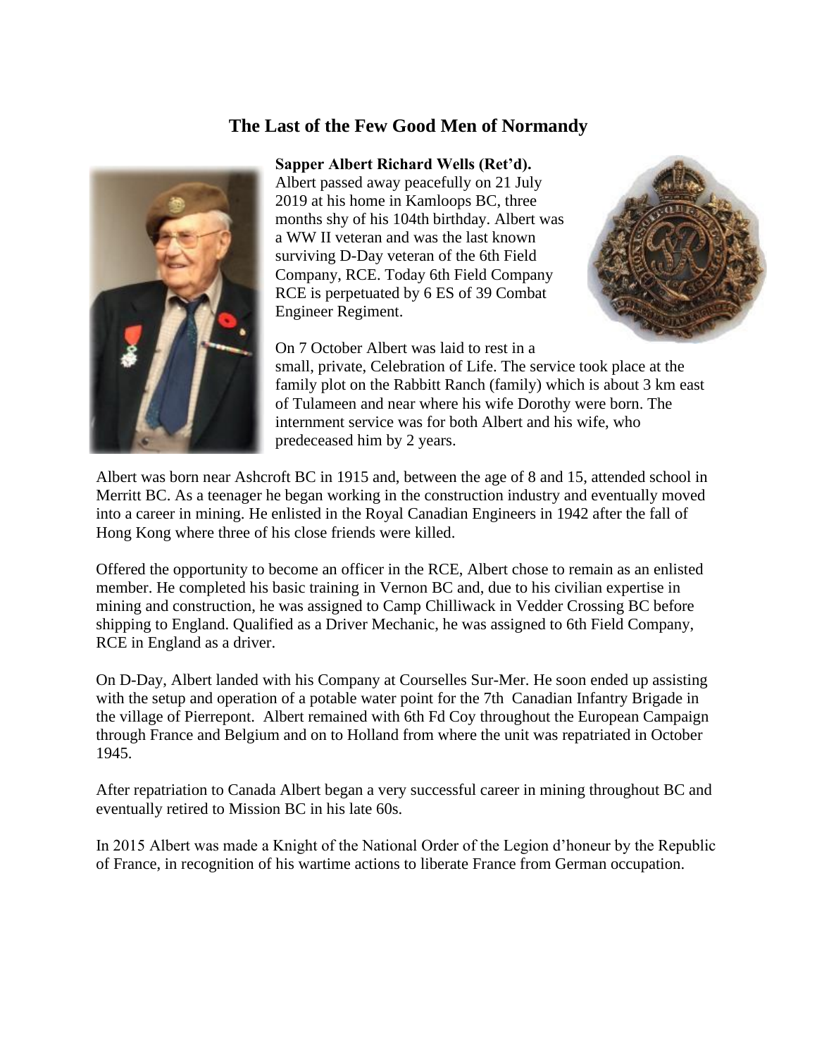# The Last of the Few Good Men of Normandy

**Sapper Albert Richard Wells (Ret'd).**
Albert passed away peacefully on 21 July 2019 at his home in Kamloops BC, three months shy of his 104th birthday. Albert was a WW II veteran and was the last known surviving D-Day veteran of the 6th Field Company, RCE. Today 6th Field Company RCE is perpetuated by 6 ES of 39 Combat Engineer Regiment.

On 7 October Albert was laid to rest in a small, private, Celebration of Life. The service took place at the family plot on the Rabbitt Ranch (family) which is about 3 km east of Tulameen and near where his wife Dorothy were born. The internment service was for both Albert and his wife, who predeceased him by 2 years.

Albert was born near Ashcroft BC in 1915 and, between the age of 8 and 15, attended school in Merritt BC. As a teenager he began working in the construction industry and eventually moved into a career in mining. He enlisted in the Royal Canadian Engineers in 1942 after the fall of Hong Kong where three of his close friends were killed.

Offered the opportunity to become an officer in the RCE, Albert chose to remain as an enlisted member. He completed his basic training in Vernon BC and, due to his civilian expertise in mining and construction, he was assigned to Camp Chilliwack in Vedder Crossing BC before shipping to England. Qualified as a Driver Mechanic, he was assigned to 6th Field Company, RCE in England as a driver.

On D-Day, Albert landed with his Company at Courselles Sur-Mer. He soon ended up assisting with the setup and operation of a potable water point for the 7th Canadian Infantry Brigade in the village of Pierrepont. Albert remained with 6th Fd Coy throughout the European Campaign through France and Belgium and on to Holland from where the unit was repatriated in October 1945.

After repatriation to Canada Albert began a very successful career in mining throughout BC and eventually retired to Mission BC in his late 60s.

In 2015 Albert was made a Knight of the National Order of the Legion d'honeur by the Republic of France, in recognition of his wartime actions to liberate France from German occupation.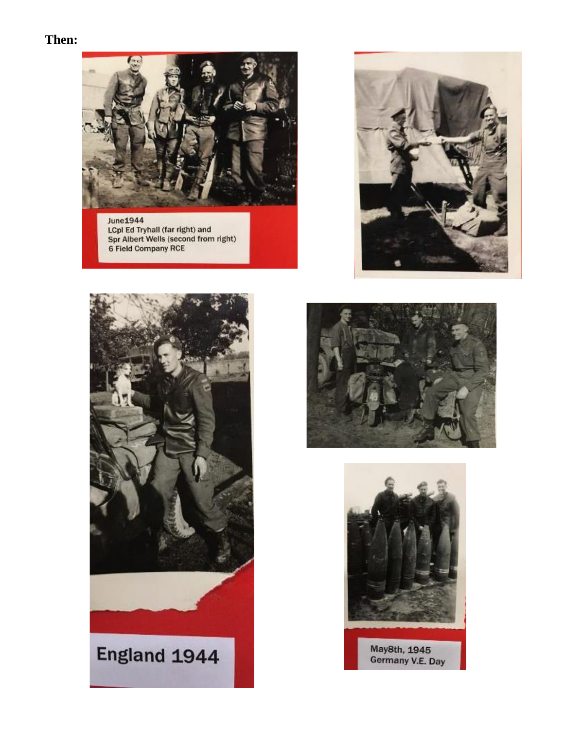**Then:**

June1944
LCpl Ed Tryhall (far right) and
Spr Albert Wells (second from right)
6 Field Company RCE

England 1944

May8th, 1945
Germany V.E. Day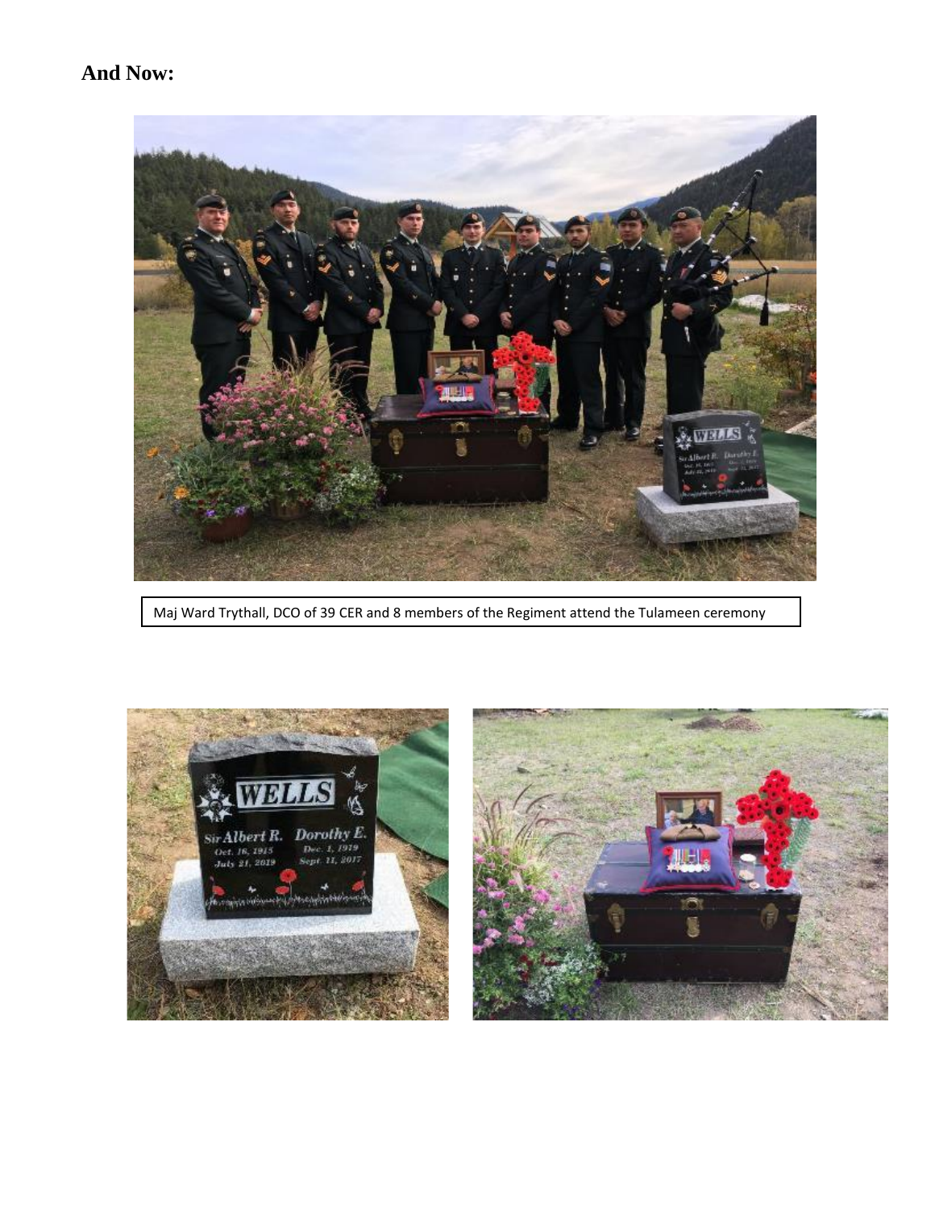## And Now:

Maj Ward Trythall, DCO of 39 CER and 8 members of the Regiment attend the Tulameen ceremony